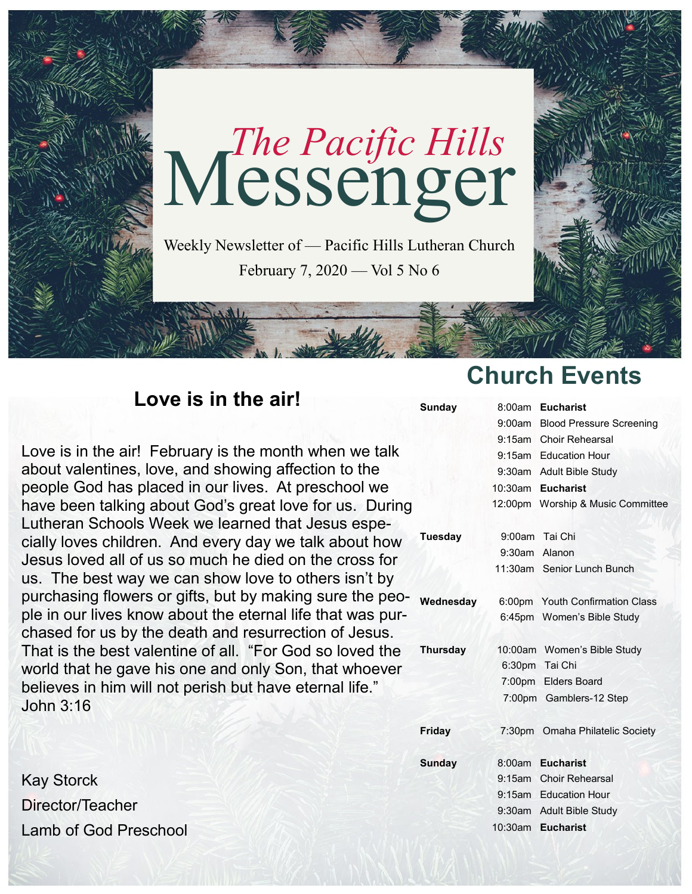# *The Pacific Hills* Messenger

Weekly Newsletter of — Pacific Hills Lutheran Church

February 7, 2020 — Vol 5 No 6

## Love is in the air!

Love is in the air! February is the month when we talk about valentines, love, and showing affection to the people God has placed in our lives. At preschool we have been talking about God's great love for us. During Lutheran Schools Week we learned that Jesus especially loves children. And every day we talk about how Jesus loved all of us so much he died on the cross for us. The best way we can show love to others isn't by purchasing flowers or gifts, but by making sure the people in our lives know about the eternal life that was purchased for us by the death and resurrection of Jesus. That is the best valentine of all. "For God so loved the world that he gave his one and only Son, that whoever believes in him will not perish but have eternal life." John 3:16

Kay Storck
Director/Teacher
Lamb of God Preschool

## Church Events

| Day | Time | Event |
|---|---|---|
| **Sunday** | 8:00am | **Eucharist** |
| | 9:00am | Blood Pressure Screening |
| | 9:15am | Choir Rehearsal |
| | 9:15am | Education Hour |
| | 9:30am | Adult Bible Study |
| | 10:30am | **Eucharist** |
| | 12:00pm | Worship & Music Committee |
| **Tuesday** | 9:00am | Tai Chi |
| | 9:30am | Alanon |
| | 11:30am | Senior Lunch Bunch |
| **Wednesday** | 6:00pm | Youth Confirmation Class |
| | 6:45pm | Women's Bible Study |
| **Thursday** | 10:00am | Women's Bible Study |
| | 6:30pm | Tai Chi |
| | 7:00pm | Elders Board |
| | 7:00pm | Gamblers-12 Step |
| **Friday** | 7:30pm | Omaha Philatelic Society |
| **Sunday** | 8:00am | **Eucharist** |
| | 9:15am | Choir Rehearsal |
| | 9:15am | Education Hour |
| | 9:30am | Adult Bible Study |
| | 10:30am | **Eucharist** |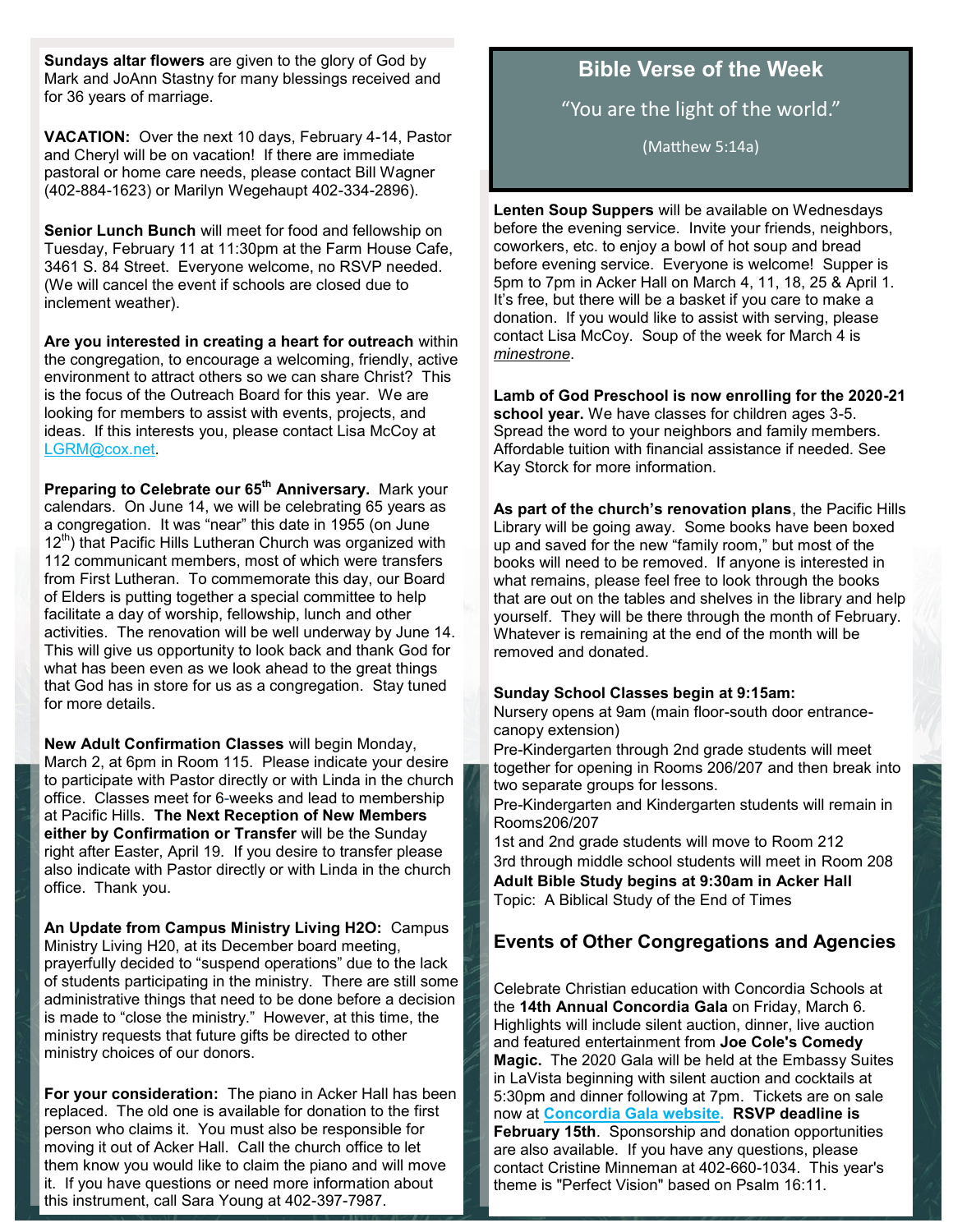**Sundays altar flowers** are given to the glory of God by Mark and JoAnn Stastny for many blessings received and for 36 years of marriage.

**VACATION:** Over the next 10 days, February 4-14, Pastor and Cheryl will be on vacation! If there are immediate pastoral or home care needs, please contact Bill Wagner (402-884-1623) or Marilyn Wegehaupt 402-334-2896).

**Senior Lunch Bunch** will meet for food and fellowship on Tuesday, February 11 at 11:30pm at the Farm House Cafe, 3461 S. 84 Street. Everyone welcome, no RSVP needed. (We will cancel the event if schools are closed due to inclement weather).

**Are you interested in creating a heart for outreach** within the congregation, to encourage a welcoming, friendly, active environment to attract others so we can share Christ? This is the focus of the Outreach Board for this year. We are looking for members to assist with events, projects, and ideas. If this interests you, please contact Lisa McCoy at LGRM@cox.net.

**Preparing to Celebrate our 65th Anniversary.** Mark your calendars. On June 14, we will be celebrating 65 years as a congregation. It was "near" this date in 1955 (on June 12th) that Pacific Hills Lutheran Church was organized with 112 communicant members, most of which were transfers from First Lutheran. To commemorate this day, our Board of Elders is putting together a special committee to help facilitate a day of worship, fellowship, lunch and other activities. The renovation will be well underway by June 14. This will give us opportunity to look back and thank God for what has been even as we look ahead to the great things that God has in store for us as a congregation. Stay tuned for more details.

**New Adult Confirmation Classes** will begin Monday, March 2, at 6pm in Room 115. Please indicate your desire to participate with Pastor directly or with Linda in the church office. Classes meet for 6-weeks and lead to membership at Pacific Hills. **The Next Reception of New Members either by Confirmation or Transfer** will be the Sunday right after Easter, April 19. If you desire to transfer please also indicate with Pastor directly or with Linda in the church office. Thank you.

**An Update from Campus Ministry Living H2O:** Campus Ministry Living H20, at its December board meeting, prayerfully decided to "suspend operations" due to the lack of students participating in the ministry. There are still some administrative things that need to be done before a decision is made to "close the ministry." However, at this time, the ministry requests that future gifts be directed to other ministry choices of our donors.

**For your consideration:** The piano in Acker Hall has been replaced. The old one is available for donation to the first person who claims it. You must also be responsible for moving it out of Acker Hall. Call the church office to let them know you would like to claim the piano and will move it. If you have questions or need more information about this instrument, call Sara Young at 402-397-7987.

## Bible Verse of the Week

"You are the light of the world."

(Matthew 5:14a)

**Lenten Soup Suppers** will be available on Wednesdays before the evening service. Invite your friends, neighbors, coworkers, etc. to enjoy a bowl of hot soup and bread before evening service. Everyone is welcome! Supper is 5pm to 7pm in Acker Hall on March 4, 11, 18, 25 & April 1. It's free, but there will be a basket if you care to make a donation. If you would like to assist with serving, please contact Lisa McCoy. Soup of the week for March 4 is *minestrone*.

**Lamb of God Preschool is now enrolling for the 2020-21 school year.** We have classes for children ages 3-5. Spread the word to your neighbors and family members. Affordable tuition with financial assistance if needed. See Kay Storck for more information.

**As part of the church's renovation plans**, the Pacific Hills Library will be going away. Some books have been boxed up and saved for the new "family room," but most of the books will need to be removed. If anyone is interested in what remains, please feel free to look through the books that are out on the tables and shelves in the library and help yourself. They will be there through the month of February. Whatever is remaining at the end of the month will be removed and donated.

**Sunday School Classes begin at 9:15am:**
Nursery opens at 9am (main floor-south door entrance-canopy extension)
Pre-Kindergarten through 2nd grade students will meet together for opening in Rooms 206/207 and then break into two separate groups for lessons.
Pre-Kindergarten and Kindergarten students will remain in Rooms206/207
1st and 2nd grade students will move to Room 212
3rd through middle school students will meet in Room 208
**Adult Bible Study begins at 9:30am in Acker Hall**
Topic: A Biblical Study of the End of Times

## Events of Other Congregations and Agencies

Celebrate Christian education with Concordia Schools at the **14th Annual Concordia Gala** on Friday, March 6. Highlights will include silent auction, dinner, live auction and featured entertainment from **Joe Cole's Comedy Magic.** The 2020 Gala will be held at the Embassy Suites in LaVista beginning with silent auction and cocktails at 5:30pm and dinner following at 7pm. Tickets are on sale now at **Concordia Gala website. RSVP deadline is February 15th**. Sponsorship and donation opportunities are also available. If you have any questions, please contact Cristine Minneman at 402-660-1034. This year's theme is "Perfect Vision" based on Psalm 16:11.